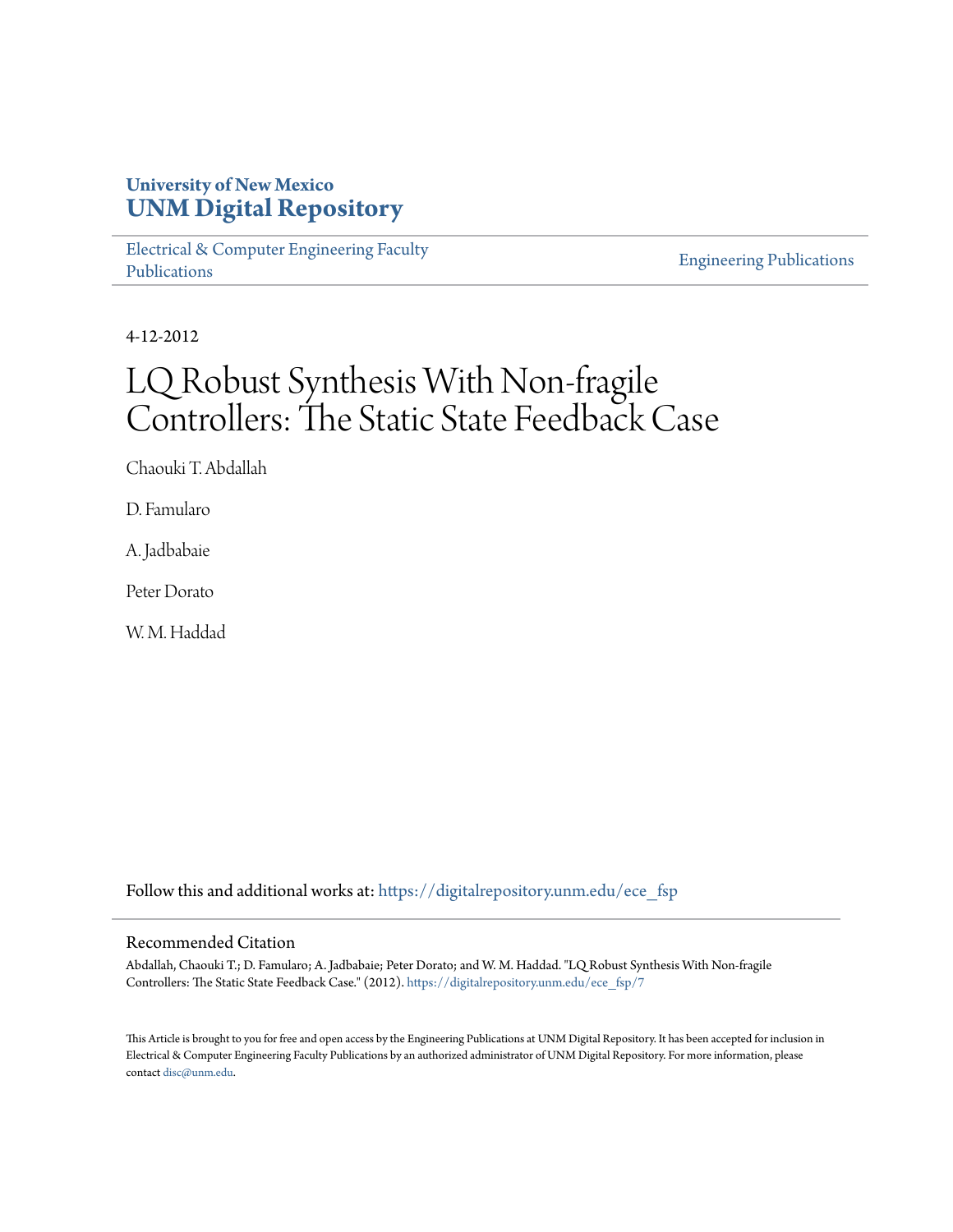University of New Mexico
**UNM Digital Repository**

Electrical & Computer Engineering Faculty Publications

Engineering Publications

4-12-2012

# LQ Robust Synthesis With Non-fragile Controllers: The Static State Feedback Case

Chaouki T. Abdallah

D. Famularo

A. Jadbabaie

Peter Dorato

W. M. Haddad

Follow this and additional works at: https://digitalrepository.unm.edu/ece_fsp

## Recommended Citation

Abdallah, Chaouki T.; D. Famularo; A. Jadbabaie; Peter Dorato; and W. M. Haddad. "LQ Robust Synthesis With Non-fragile Controllers: The Static State Feedback Case." (2012). https://digitalrepository.unm.edu/ece_fsp/7

This Article is brought to you for free and open access by the Engineering Publications at UNM Digital Repository. It has been accepted for inclusion in Electrical & Computer Engineering Faculty Publications by an authorized administrator of UNM Digital Repository. For more information, please contact disc@unm.edu.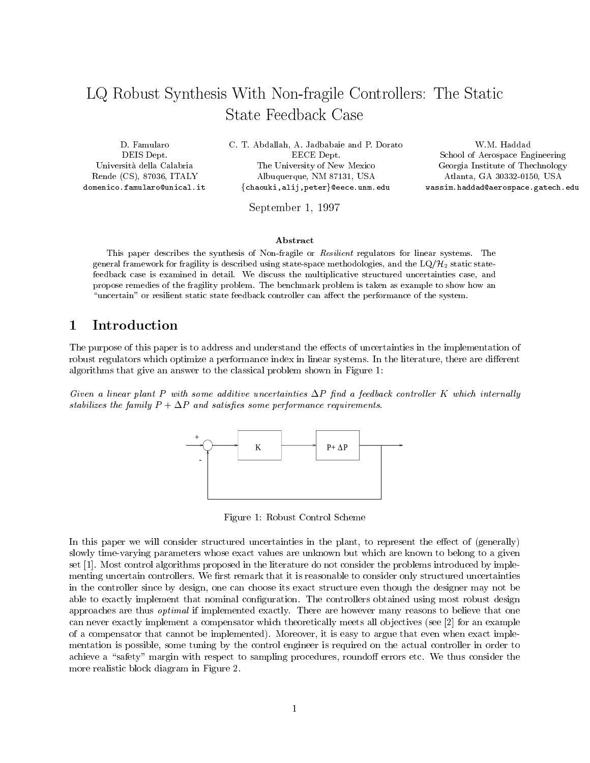# LQ Robust Synthesis With Non-fragile Controllers: The Static State Feedback Case

D. Famularo
DEIS Dept.
Università della Calabria
Rende (CS), 87036, ITALY
domenico.famularo@unical.it

C. T. Abdallah, A. Jadbabaie and P. Dorato
EECE Dept.
The University of New Mexico
Albuquerque, NM 87131, USA
{chaouki,alij,peter}@eece.unm.edu

W.M. Haddad
School of Aerospace Engineering
Georgia Institute of Thechnology
Atlanta, GA 30332-0150, USA
wassim.haddad@aerospace.gatech.edu

September 1, 1997

**Abstract**

This paper describes the synthesis of Non-fragile or *Resilient* regulators for linear systems. The general framework for fragility is described using state-space methodologies, and the LQ/$\mathcal{H}_2$ static state-feedback case is examined in detail. We discuss the multiplicative structured uncertainties case, and propose remedies of the fragility problem. The benchmark problem is taken as example to show how an "uncertain" or resilient static state feedback controller can affect the performance of the system.

## 1 Introduction

The purpose of this paper is to address and understand the effects of uncertainties in the implementation of robust regulators which optimize a performance index in linear systems. In the literature, there are different algorithms that give an answer to the classical problem shown in Figure 1:

*Given a linear plant $P$ with some additive uncertainties $\Delta P$ find a feedback controller $K$ which internally stabilizes the family $P + \Delta P$ and satisfies some performance requirements.*

Figure 1: Robust Control Scheme

In this paper we will consider structured uncertainties in the plant, to represent the effect of (generally) slowly time-varying parameters whose exact values are unknown but which are known to belong to a given set [1]. Most control algorithms proposed in the literature do not consider the problems introduced by implementing uncertain controllers. We first remark that it is reasonable to consider only structured uncertainties in the controller since by design, one can choose its exact structure even though the designer may not be able to exactly implement that nominal configuration. The controllers obtained using most robust design approaches are thus *optimal* if implemented exactly. There are however many reasons to believe that one can never exactly implement a compensator which theoretically meets all objectives (see [2] for an example of a compensator that cannot be implemented). Moreover, it is easy to argue that even when exact implementation is possible, some tuning by the control engineer is required on the actual controller in order to achieve a "safety" margin with respect to sampling procedures, roundoff errors etc. We thus consider the more realistic block diagram in Figure 2.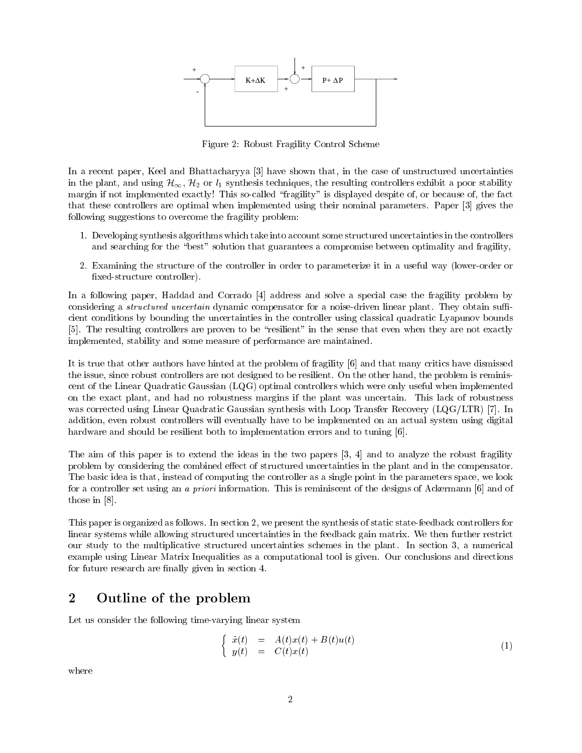Figure 2: Robust Fragility Control Scheme

In a recent paper, Keel and Bhattacharyya [3] have shown that, in the case of unstructured uncertainties in the plant, and using $\mathcal{H}_\infty$, $\mathcal{H}_2$ or $l_1$ synthesis techniques, the resulting controllers exhibit a poor stability margin if not implemented exactly! This so-called "fragility" is displayed despite of, or because of, the fact that these controllers are optimal when implemented using their nominal parameters. Paper [3] gives the following suggestions to overcome the fragility problem:

1. Developing synthesis algorithms which take into account some structured uncertainties in the controllers and searching for the "best" solution that guarantees a compromise between optimality and fragility,
2. Examining the structure of the controller in order to parameterize it in a useful way (lower-order or fixed-structure controller).

In a following paper, Haddad and Corrado [4] address and solve a special case the fragility problem by considering a *structured uncertain* dynamic compensator for a noise-driven linear plant. They obtain sufficient conditions by bounding the uncertainties in the controller using classical quadratic Lyapunov bounds [5]. The resulting controllers are proven to be "resilient" in the sense that even when they are not exactly implemented, stability and some measure of performance are maintained.

It is true that other authors have hinted at the problem of fragility [6] and that many critics have dismissed the issue, since robust controllers are not designed to be resilient. On the other hand, the problem is reminiscent of the Linear Quadratic Gaussian (LQG) optimal controllers which were only useful when implemented on the exact plant, and had no robustness margins if the plant was uncertain. This lack of robustness was corrected using Linear Quadratic Gaussian synthesis with Loop Transfer Recovery (LQG/LTR) [7]. In addition, even robust controllers will eventually have to be implemented on an actual system using digital hardware and should be resilient both to implementation errors and to tuning [6].

The aim of this paper is to extend the ideas in the two papers [3, 4] and to analyze the robust fragility problem by considering the combined effect of structured uncertainties in the plant and in the compensator. The basic idea is that, instead of computing the controller as a single point in the parameters space, we look for a controller set using an *a priori* information. This is reminiscent of the designs of Ackermann [6] and of those in [8].

This paper is organized as follows. In section 2, we present the synthesis of static state-feedback controllers for linear systems while allowing structured uncertainties in the feedback gain matrix. We then further restrict our study to the multiplicative structured uncertainties schemes in the plant. In section 3, a numerical example using Linear Matrix Inequalities as a computational tool is given. Our conclusions and directions for future research are finally given in section 4.

## 2 Outline of the problem

Let us consider the following time-varying linear system

$$\left\{ \begin{array}{lcl} \dot{x}(t) & = & A(t)x(t) + B(t)u(t) \\ y(t) & = & C(t)x(t) \end{array} \right. \tag{1}$$

where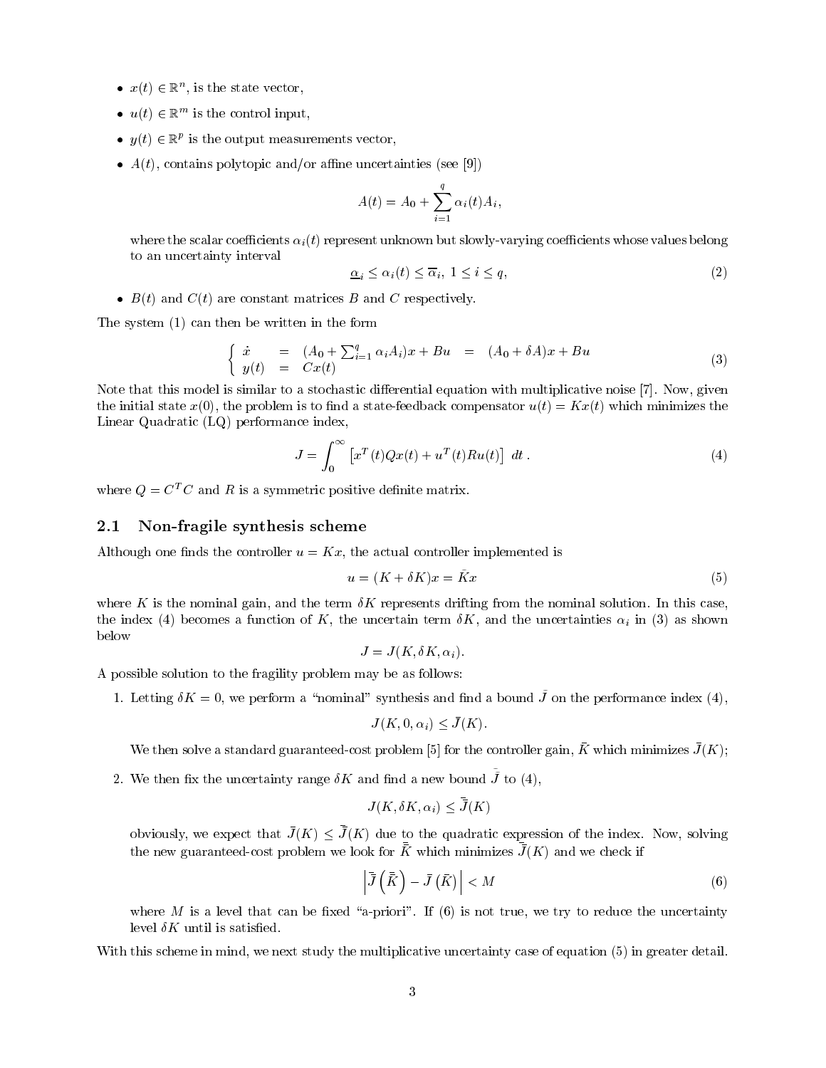- $x(t) \in \mathbb{R}^n$, is the state vector,
- $u(t) \in \mathbb{R}^m$ is the control input,
- $y(t) \in \mathbb{R}^p$ is the output measurements vector,
- $A(t)$, contains polytopic and/or affine uncertainties (see [9])

$$A(t) = A_0 + \sum_{i=1}^{q} \alpha_i(t) A_i,$$

where the scalar coefficients $\alpha_i(t)$ represent unknown but slowly-varying coefficients whose values belong to an uncertainty interval

$$\underline{\alpha}_i \leq \alpha_i(t) \leq \overline{\alpha}_i, \; 1 \leq i \leq q, \tag{2}$$

- $B(t)$ and $C(t)$ are constant matrices $B$ and $C$ respectively.

The system (1) can then be written in the form

$$\begin{cases} \dot{x} & = & (A_0 + \sum_{i=1}^{q} \alpha_i A_i)x + Bu & = & (A_0 + \delta A)x + Bu \\ y(t) & = & Cx(t) \end{cases} \tag{3}$$

Note that this model is similar to a stochastic differential equation with multiplicative noise [7]. Now, given the initial state $x(0)$, the problem is to find a state-feedback compensator $u(t) = Kx(t)$ which minimizes the Linear Quadratic (LQ) performance index,

$$J = \int_0^{\infty} \left[ x^T(t) Q x(t) + u^T(t) R u(t) \right] \, dt \; . \tag{4}$$

where $Q = C^T C$ and $R$ is a symmetric positive definite matrix.

### 2.1 Non-fragile synthesis scheme

Although one finds the controller $u = Kx$, the actual controller implemented is

$$u = (K + \delta K)x = \bar{K}x \tag{5}$$

where $K$ is the nominal gain, and the term $\delta K$ represents drifting from the nominal solution. In this case, the index (4) becomes a function of $K$, the uncertain term $\delta K$, and the uncertainties $\alpha_i$ in (3) as shown below

$$J = J(K, \delta K, \alpha_i).$$

A possible solution to the fragility problem may be as follows:

1. Letting $\delta K = 0$, we perform a "nominal" synthesis and find a bound $\bar{J}$ on the performance index (4),

$$J(K, 0, \alpha_i) \leq \bar{J}(K).$$

We then solve a standard guaranteed-cost problem [5] for the controller gain, $\bar{K}$ which minimizes $\bar{J}(K)$;

2. We then fix the uncertainty range $\delta K$ and find a new bound $\bar{\bar{J}}$ to (4),

$$J(K, \delta K, \alpha_i) \leq \bar{\bar{J}}(K)$$

obviously, we expect that $\bar{J}(K) \leq \bar{\bar{J}}(K)$ due to the quadratic expression of the index. Now, solving the new guaranteed-cost problem we look for $\bar{\bar{K}}$ which minimizes $\bar{\bar{J}}(K)$ and we check if

$$\left| \bar{\bar{J}}\left(\bar{\bar{K}}\right) - \bar{J}\left(\bar{K}\right) \right| < M \tag{6}$$

where $M$ is a level that can be fixed "a-priori". If (6) is not true, we try to reduce the uncertainty level $\delta K$ until is satisfied.

With this scheme in mind, we next study the multiplicative uncertainty case of equation (5) in greater detail.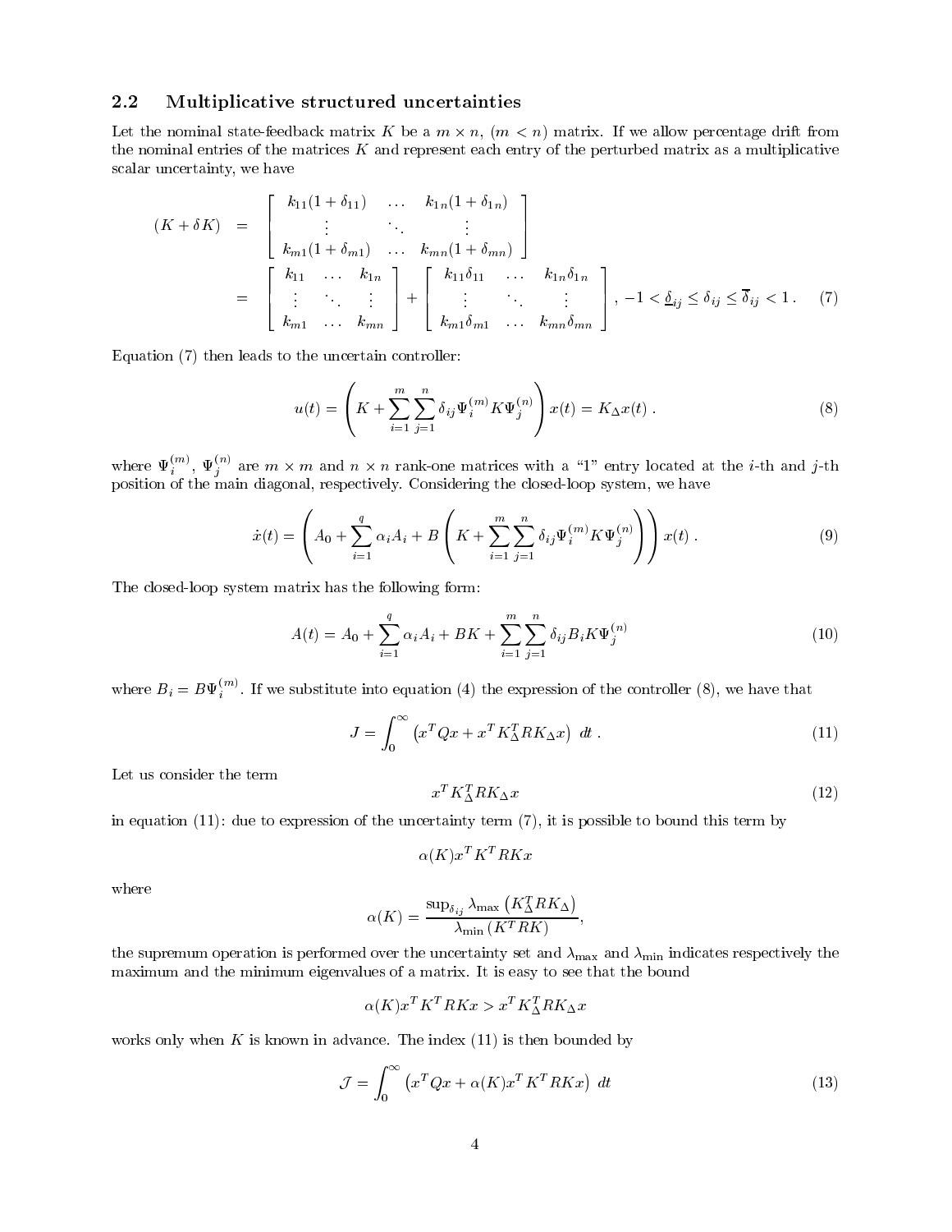## 2.2 Multiplicative structured uncertainties

Let the nominal state-feedback matrix $K$ be a $m \times n$, $(m < n)$ matrix. If we allow percentage drift from the nominal entries of the matrices $K$ and represent each entry of the perturbed matrix as a multiplicative scalar uncertainty, we have

$$
\begin{aligned}
(K + \delta K) &= \begin{bmatrix} k_{11}(1+\delta_{11}) & \dots & k_{1n}(1+\delta_{1n}) \\ \vdots & \ddots & \vdots \\ k_{m1}(1+\delta_{m1}) & \dots & k_{mn}(1+\delta_{mn}) \end{bmatrix} \\
&= \begin{bmatrix} k_{11} & \dots & k_{1n} \\ \vdots & \ddots & \vdots \\ k_{m1} & \dots & k_{mn} \end{bmatrix} + \begin{bmatrix} k_{11}\delta_{11} & \dots & k_{1n}\delta_{1n} \\ \vdots & \ddots & \vdots \\ k_{m1}\delta_{m1} & \dots & k_{mn}\delta_{mn} \end{bmatrix}, \; -1 < \underline{\delta}_{ij} \leq \delta_{ij} \leq \overline{\delta}_{ij} < 1 \, .
\end{aligned} \tag{7}
$$

Equation (7) then leads to the uncertain controller:

$$
u(t) = \left( K + \sum_{i=1}^{m} \sum_{j=1}^{n} \delta_{ij} \Psi_i^{(m)} K \Psi_j^{(n)} \right) x(t) = K_\Delta x(t) \, . \tag{8}
$$

where $\Psi_i^{(m)}$, $\Psi_j^{(n)}$ are $m \times m$ and $n \times n$ rank-one matrices with a "1" entry located at the $i$-th and $j$-th position of the main diagonal, respectively. Considering the closed-loop system, we have

$$
\dot{x}(t) = \left( A_0 + \sum_{i=1}^{q} \alpha_i A_i + B \left( K + \sum_{i=1}^{m} \sum_{j=1}^{n} \delta_{ij} \Psi_i^{(m)} K \Psi_j^{(n)} \right) \right) x(t) \, . \tag{9}
$$

The closed-loop system matrix has the following form:

$$
A(t) = A_0 + \sum_{i=1}^{q} \alpha_i A_i + BK + \sum_{i=1}^{m} \sum_{j=1}^{n} \delta_{ij} B_i K \Psi_j^{(n)} \tag{10}
$$

where $B_i = B\Psi_i^{(m)}$. If we substitute into equation (4) the expression of the controller (8), we have that

$$
J = \int_0^\infty \left( x^T Q x + x^T K_\Delta^T R K_\Delta x \right) \, dt \, . \tag{11}
$$

Let us consider the term

$$
x^T K_\Delta^T R K_\Delta x \tag{12}
$$

in equation (11): due to expression of the uncertainty term (7), it is possible to bound this term by

$$
\alpha(K) x^T K^T R K x
$$

where

$$
\alpha(K) = \frac{\sup_{\delta_{ij}} \lambda_{\max} \left( K_\Delta^T R K_\Delta \right)}{\lambda_{\min} \left( K^T R K \right)},
$$

the supremum operation is performed over the uncertainty set and $\lambda_{\max}$ and $\lambda_{\min}$ indicates respectively the maximum and the minimum eigenvalues of a matrix. It is easy to see that the bound

$$
\alpha(K) x^T K^T R K x > x^T K_\Delta^T R K_\Delta x
$$

works only when $K$ is known in advance. The index (11) is then bounded by

$$
\mathcal{J} = \int_0^\infty \left( x^T Q x + \alpha(K) x^T K^T R K x \right) \, dt \tag{13}
$$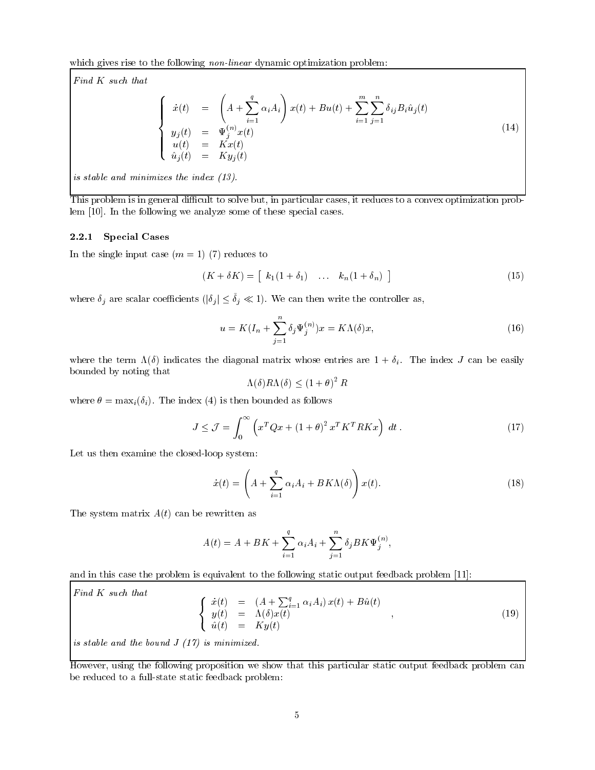which gives rise to the following *non-linear* dynamic optimization problem:

*Find $K$ such that*

$$\left\{ \begin{array}{rcl} \dot{x}(t) & = & \left( A + \sum_{i=1}^{q} \alpha_i A_i \right) x(t) + Bu(t) + \sum_{i=1}^{m} \sum_{j=1}^{n} \delta_{ij} B_i \hat{u}_j(t) \\ y_j(t) & = & \Psi_j^{(n)} x(t) \\ u(t) & = & Kx(t) \\ \hat{u}_j(t) & = & Ky_j(t) \end{array} \right. \tag{14}$$

*is stable and minimizes the index (13).*

This problem is in general difficult to solve but, in particular cases, it reduces to a convex optimization problem [10]. In the following we analyze some of these special cases.

### 2.2.1 Special Cases

In the single input case ($m = 1$) (7) reduces to

$$(K + \delta K) = \left[ \begin{array}{ccc} k_1(1+\delta_1) & \dots & k_n(1+\delta_n) \end{array} \right] \tag{15}$$

where $\delta_j$ are scalar coefficients ($|\delta_j| \leq \bar{\delta}_j \ll 1$). We can then write the controller as,

$$u = K(I_n + \sum_{j=1}^{n} \delta_j \Psi_j^{(n)})x = K\Lambda(\delta)x, \tag{16}$$

where the term $\Lambda(\delta)$ indicates the diagonal matrix whose entries are $1 + \delta_i$. The index $J$ can be easily bounded by noting that

$$\Lambda(\delta) R \Lambda(\delta) \leq (1+\theta)^2 R$$

where $\theta = \max_i(\delta_i)$. The index (4) is then bounded as follows

$$J \leq \mathcal{J} = \int_0^{\infty} \left( x^T Q x + (1+\theta)^2 x^T K^T R K x \right) \, dt \,. \tag{17}$$

Let us then examine the closed-loop system:

$$\dot{x}(t) = \left( A + \sum_{i=1}^{q} \alpha_i A_i + BK\Lambda(\delta) \right) x(t). \tag{18}$$

The system matrix $A(t)$ can be rewritten as

$$A(t) = A + BK + \sum_{i=1}^{q} \alpha_i A_i + \sum_{j=1}^{n} \delta_j BK \Psi_j^{(n)},$$

and in this case the problem is equivalent to the following static output feedback problem [11]:

*Find $K$ such that*

$$\left\{ \begin{array}{rcl} \dot{x}(t) & = & (A + \sum_{i=1}^{q} \alpha_i A_i) \, x(t) + B\hat{u}(t) \\ y(t) & = & \Lambda(\delta) x(t) \\ \hat{u}(t) & = & Ky(t) \end{array} \right. , \tag{19}$$

*is stable and the bound $J$ (17) is minimized.*

However, using the following proposition we show that this particular static output feedback problem can be reduced to a full-state static feedback problem: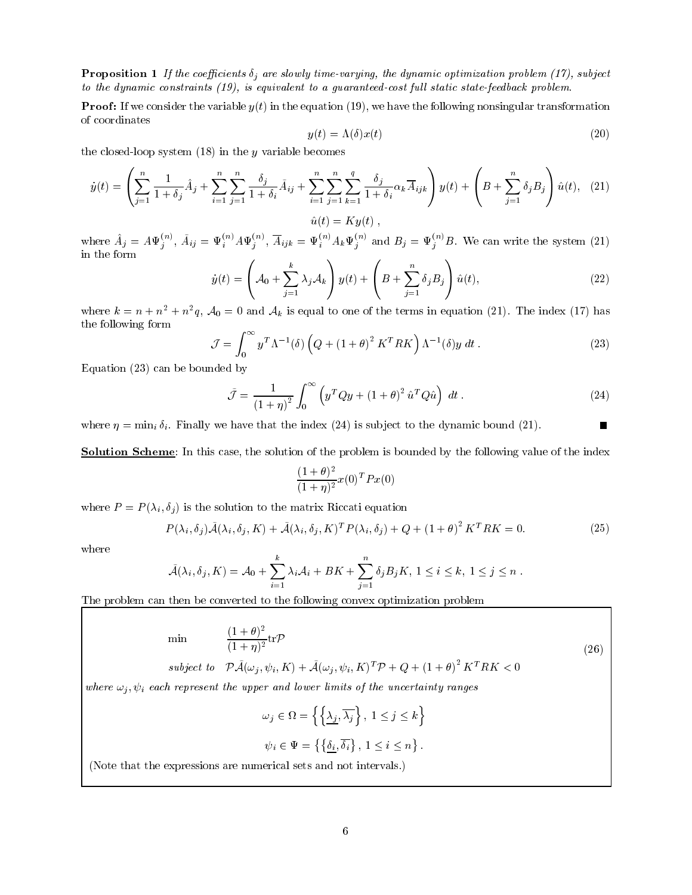**Proposition 1** *If the coefficients $\delta_j$ are slowly time-varying, the dynamic optimization problem (17), subject to the dynamic constraints (19), is equivalent to a guaranteed-cost full static state-feedback problem.*

**Proof:** If we consider the variable $y(t)$ in the equation (19), we have the following nonsingular transformation of coordinates

$$y(t) = \Lambda(\delta)x(t) \tag{20}$$

the closed-loop system (18) in the $y$ variable becomes

$$\dot{y}(t) = \left( \sum_{j=1}^{n} \frac{1}{1+\delta_j}\hat{A}_j + \sum_{i=1}^{n}\sum_{j=1}^{n} \frac{\delta_j}{1+\delta_i}\bar{A}_{ij} + \sum_{i=1}^{n}\sum_{j=1}^{n}\sum_{k=1}^{q} \frac{\delta_j}{1+\delta_i}\alpha_k \overline{A}_{ijk} \right) y(t) + \left( B + \sum_{j=1}^{n}\delta_j B_j \right)\hat{u}(t), \tag{21}$$

$$\hat{u}(t) = Ky(t) \; ,$$

where $\hat{A}_j = A\Psi_j^{(n)}$, $\bar{A}_{ij} = \Psi_i^{(n)} A \Psi_j^{(n)}$, $\overline{A}_{ijk} = \Psi_i^{(n)} A_k \Psi_j^{(n)}$ and $B_j = \Psi_j^{(n)} B$. We can write the system (21) in the form

$$\dot{y}(t) = \left( \mathcal{A}_0 + \sum_{j=1}^{k} \lambda_j \mathcal{A}_k \right) y(t) + \left( B + \sum_{j=1}^{n} \delta_j B_j \right) \hat{u}(t), \tag{22}$$

where $k = n + n^2 + n^2 q$, $\mathcal{A}_0 = 0$ and $\mathcal{A}_k$ is equal to one of the terms in equation (21). The index (17) has the following form

$$\mathcal{J} = \int_0^\infty y^T \Lambda^{-1}(\delta) \left( Q + (1+\theta)^2 K^T R K \right) \Lambda^{-1}(\delta) y \; dt \; . \tag{23}$$

Equation (23) can be bounded by

$$\bar{\mathcal{J}} = \frac{1}{(1+\eta)^2} \int_0^\infty \left( y^T Q y + (1+\theta)^2 \hat{u}^T Q \hat{u} \right) \; dt \; . \tag{24}$$

where $\eta = \min_i \delta_i$. Finally we have that the index (24) is subject to the dynamic bound (21). ■

**Solution Scheme**: In this case, the solution of the problem is bounded by the following value of the index

$$\frac{(1+\theta)^2}{(1+\eta)^2} x(0)^T P x(0)$$

where $P = P(\lambda_i, \delta_j)$ is the solution to the matrix Riccati equation

$$P(\lambda_i, \delta_j)\bar{\mathcal{A}}(\lambda_i, \delta_j, K) + \bar{\mathcal{A}}(\lambda_i, \delta_j, K)^T P(\lambda_i, \delta_j) + Q + (1+\theta)^2 K^T R K = 0. \tag{25}$$

where

$$\bar{\mathcal{A}}(\lambda_i, \delta_j, K) = \mathcal{A}_0 + \sum_{i=1}^{k} \lambda_i \mathcal{A}_i + BK + \sum_{j=1}^{n} \delta_j B_j K, \; 1 \le i \le k, \; 1 \le j \le n \; .$$

The problem can then be converted to the following convex optimization problem

$$\begin{aligned} \min \quad & \frac{(1+\theta)^2}{(1+\eta)^2} \mathrm{tr}\mathcal{P} \\ \textit{subject to} \quad & \mathcal{P}\bar{\mathcal{A}}(\omega_j, \psi_i, K) + \bar{\mathcal{A}}(\omega_j, \psi_i, K)^T \mathcal{P} + Q + (1+\theta)^2 K^T R K < 0 \end{aligned} \tag{26}$$

*where $\omega_j, \psi_i$ each represent the upper and lower limits of the uncertainty ranges*

$$\omega_j \in \Omega = \left\{ \left\{ \underline{\lambda_j}, \overline{\lambda_j} \right\}, \; 1 \le j \le k \right\}$$

$$\psi_i \in \Psi = \left\{ \left\{ \underline{\delta_i}, \overline{\delta_i} \right\}, \; 1 \le i \le n \right\}.$$

(Note that the expressions are numerical sets and not intervals.)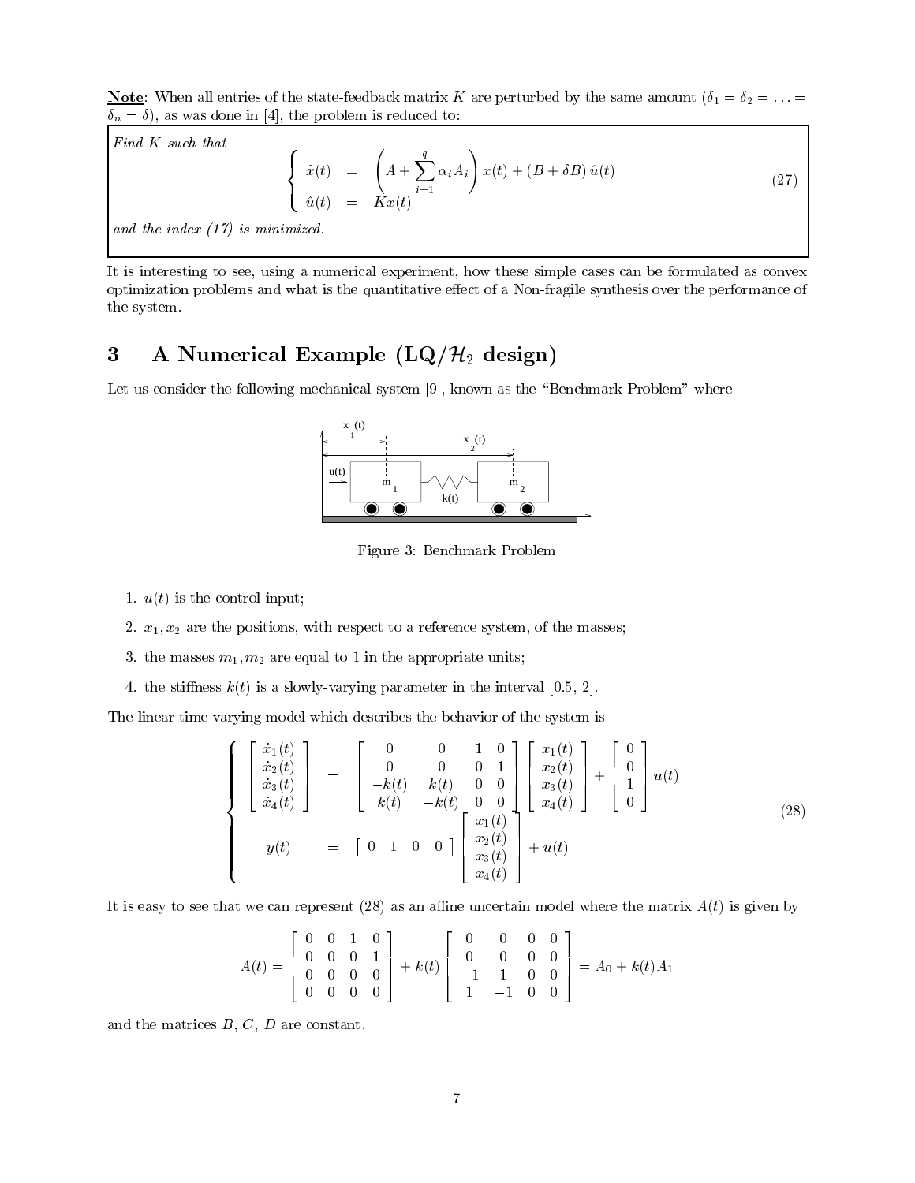**Note**: When all entries of the state-feedback matrix $K$ are perturbed by the same amount ($\delta_1 = \delta_2 = \ldots = \delta_n = \delta$), as was done in [4], the problem is reduced to:

> *Find $K$ such that*
>
> $$\left\{ \begin{array}{rcl} \dot{x}(t) & = & \left( A + \sum_{i=1}^{q} \alpha_i A_i \right) x(t) + (B + \delta B)\, \hat{u}(t) \\ \hat{u}(t) & = & K x(t) \end{array} \right. \tag{27}$$
>
> *and the index (17) is minimized.*

It is interesting to see, using a numerical experiment, how these simple cases can be formulated as convex optimization problems and what is the quantitative effect of a Non-fragile synthesis over the performance of the system.

# 3 A Numerical Example (LQ/$\mathcal{H}_2$ design)

Let us consider the following mechanical system [9], known as the "Benchmark Problem" where

Figure 3: Benchmark Problem

1. $u(t)$ is the control input;
2. $x_1, x_2$ are the positions, with respect to a reference system, of the masses;
3. the masses $m_1, m_2$ are equal to 1 in the appropriate units;
4. the stiffness $k(t)$ is a slowly-varying parameter in the interval [0.5, 2].

The linear time-varying model which describes the behavior of the system is

$$\left\{ \begin{array}{rcl} \begin{bmatrix} \dot{x}_1(t) \\ \dot{x}_2(t) \\ \dot{x}_3(t) \\ \dot{x}_4(t) \end{bmatrix} & = & \begin{bmatrix} 0 & 0 & 1 & 0 \\ 0 & 0 & 0 & 1 \\ -k(t) & k(t) & 0 & 0 \\ k(t) & -k(t) & 0 & 0 \end{bmatrix} \begin{bmatrix} x_1(t) \\ x_2(t) \\ x_3(t) \\ x_4(t) \end{bmatrix} + \begin{bmatrix} 0 \\ 0 \\ 1 \\ 0 \end{bmatrix} u(t) \\ y(t) & = & \begin{bmatrix} 0 & 1 & 0 & 0 \end{bmatrix} \begin{bmatrix} x_1(t) \\ x_2(t) \\ x_3(t) \\ x_4(t) \end{bmatrix} + u(t) \end{array} \right. \tag{28}$$

It is easy to see that we can represent (28) as an affine uncertain model where the matrix $A(t)$ is given by

$$A(t) = \begin{bmatrix} 0 & 0 & 1 & 0 \\ 0 & 0 & 0 & 1 \\ 0 & 0 & 0 & 0 \\ 0 & 0 & 0 & 0 \end{bmatrix} + k(t) \begin{bmatrix} 0 & 0 & 0 & 0 \\ 0 & 0 & 0 & 0 \\ -1 & 1 & 0 & 0 \\ 1 & -1 & 0 & 0 \end{bmatrix} = A_0 + k(t) A_1$$

and the matrices $B$, $C$, $D$ are constant.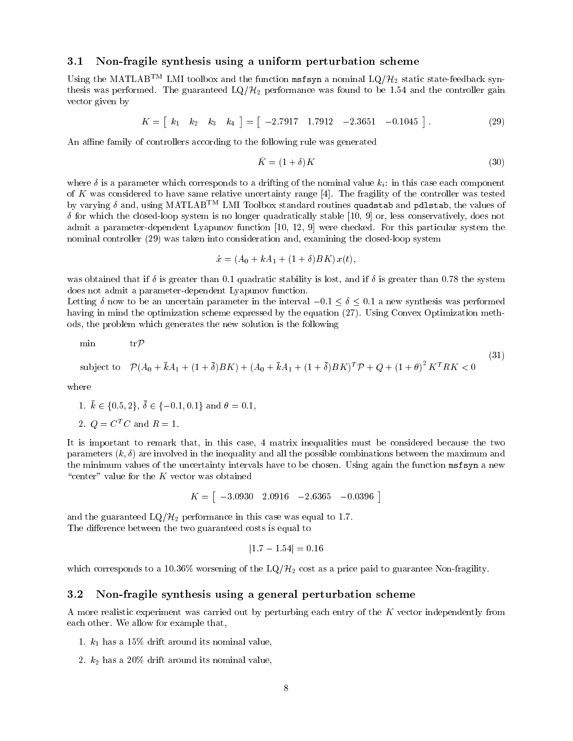### 3.1 Non-fragile synthesis using a uniform perturbation scheme

Using the MATLAB$^{\text{TM}}$ LMI toolbox and the function `msfsyn` a nominal LQ/$\mathcal{H}_2$ static state-feedback synthesis was performed. The guaranteed LQ/$\mathcal{H}_2$ performance was found to be 1.54 and the controller gain vector given by

$$K = \begin{bmatrix} k_1 & k_2 & k_3 & k_4 \end{bmatrix} = \begin{bmatrix} -2.7917 & 1.7912 & -2.3651 & -0.1045 \end{bmatrix}. \tag{29}$$

An affine family of controllers according to the following rule was generated

$$\bar{K} = (1+\delta)K \tag{30}$$

where $\delta$ is a parameter which corresponds to a drifting of the nominal value $k_i$: in this case each component of $K$ was considered to have same relative uncertainty range [4]. The fragility of the controller was tested by varying $\delta$ and, using MATLAB$^{\text{TM}}$ LMI Toolbox standard routines `quadstab` and `pdlstab`, the values of $\delta$ for which the closed-loop system is no longer quadratically stable [10, 9] or, less conservatively, does not admit a parameter-dependent Lyapunov function [10, 12, 9] were checked. For this particular system the nominal controller (29) was taken into consideration and, examining the closed-loop system

$$\dot{x} = (A_0 + kA_1 + (1+\delta)BK)\,x(t),$$

was obtained that if $\delta$ is greater than 0.1 quadratic stability is lost, and if $\delta$ is greater than 0.78 the system does not admit a parameter-dependent Lyapunov function.
Letting $\delta$ now to be an uncertain parameter in the interval $-0.1 \leq \delta \leq 0.1$ a new synthesis was performed having in mind the optimization scheme expressed by the equation (27). Using Convex Optimization methods, the problem which generates the new solution is the following

$$\begin{array}{ll} \min & \mathrm{tr}\mathcal{P} \\ \text{subject to} & \mathcal{P}(A_0 + \bar{k}A_1 + (1+\bar{\delta})BK) + (A_0 + \bar{k}A_1 + (1+\bar{\delta})BK)^T\mathcal{P} + Q + (1+\theta)^2 K^T R K < 0 \end{array} \tag{31}$$

where

1. $\bar{k} \in \{0.5, 2\}$, $\bar{\delta} \in \{-0.1, 0.1\}$ and $\theta = 0.1$,
2. $Q = C^T C$ and $R = 1$.

It is important to remark that, in this case, 4 matrix inequalities must be considered because the two parameters $(k, \delta)$ are involved in the inequality and all the possible combinations between the maximum and the minimum values of the uncertainty intervals have to be chosen. Using again the function `msfsyn` a new "center" value for the $K$ vector was obtained

$$K = \begin{bmatrix} -3.0930 & 2.0916 & -2.6365 & -0.0396 \end{bmatrix}$$

and the guaranteed LQ/$\mathcal{H}_2$ performance in this case was equal to 1.7.
The difference between the two guaranteed costs is equal to

$$|1.7 - 1.54| = 0.16$$

which corresponds to a 10.36% worsening of the LQ/$\mathcal{H}_2$ cost as a price paid to guarantee Non-fragility.

### 3.2 Non-fragile synthesis using a general perturbation scheme

A more realistic experiment was carried out by perturbing each entry of the $K$ vector independently from each other. We allow for example that,

1. $k_1$ has a 15% drift around its nominal value,
2. $k_2$ has a 20% drift around its nominal value,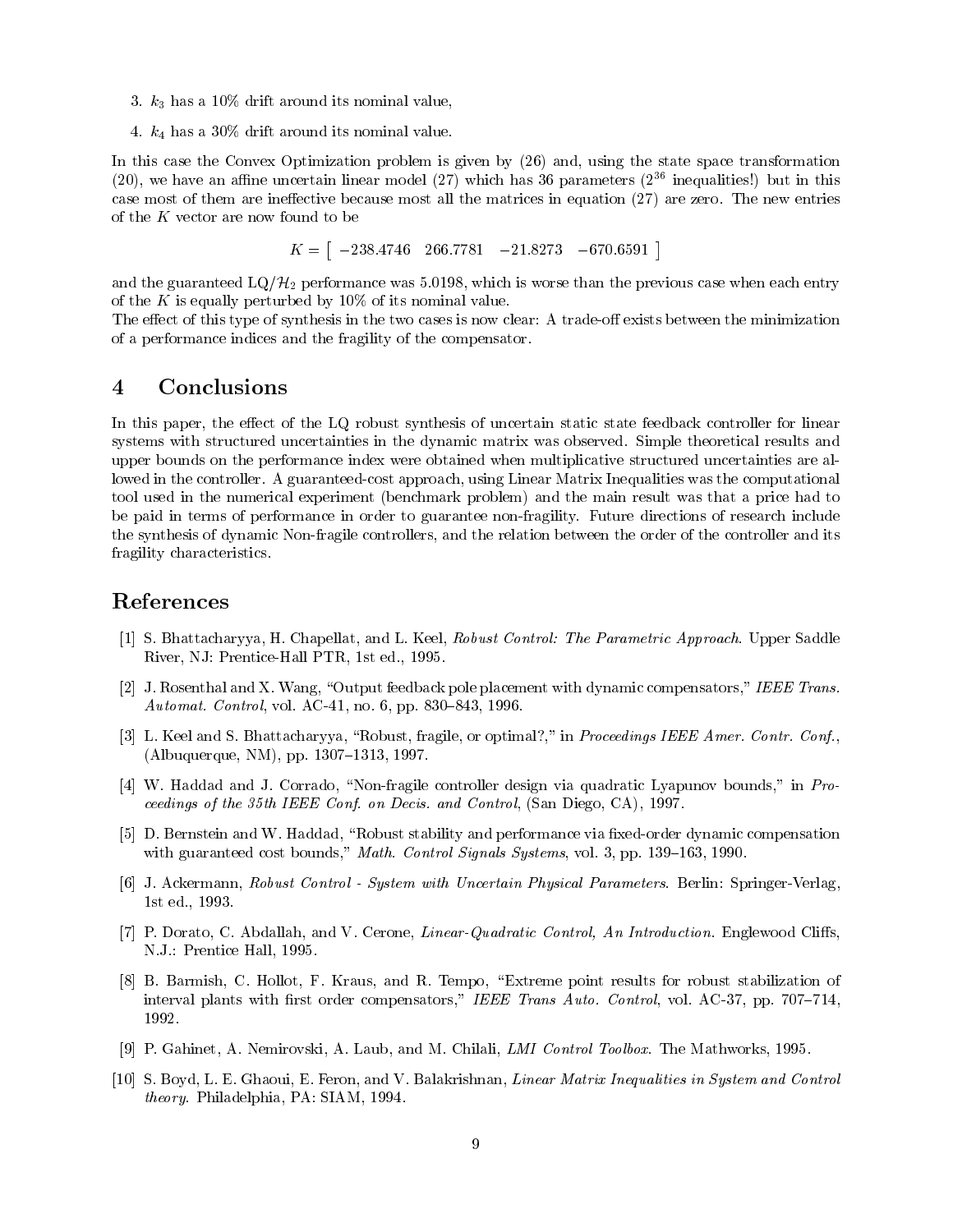3. $k_3$ has a 10% drift around its nominal value,

4. $k_4$ has a 30% drift around its nominal value.

In this case the Convex Optimization problem is given by (26) and, using the state space transformation (20), we have an affine uncertain linear model (27) which has 36 parameters ($2^{36}$ inequalities!) but in this case most of them are ineffective because most all the matrices in equation (27) are zero. The new entries of the $K$ vector are now found to be

$$K = \left[ \begin{array}{cccc} -238.4746 & 266.7781 & -21.8273 & -670.6591 \end{array} \right]$$

and the guaranteed LQ/$\mathcal{H}_2$ performance was 5.0198, which is worse than the previous case when each entry of the $K$ is equally perturbed by 10% of its nominal value.
The effect of this type of synthesis in the two cases is now clear: A trade-off exists between the minimization of a performance indices and the fragility of the compensator.

## 4 Conclusions

In this paper, the effect of the LQ robust synthesis of uncertain static state feedback controller for linear systems with structured uncertainties in the dynamic matrix was observed. Simple theoretical results and upper bounds on the performance index were obtained when multiplicative structured uncertainties are allowed in the controller. A guaranteed-cost approach, using Linear Matrix Inequalities was the computational tool used in the numerical experiment (benchmark problem) and the main result was that a price had to be paid in terms of performance in order to guarantee non-fragility. Future directions of research include the synthesis of dynamic Non-fragile controllers, and the relation between the order of the controller and its fragility characteristics.

## References

[1] S. Bhattacharyya, H. Chapellat, and L. Keel, *Robust Control: The Parametric Approach*. Upper Saddle River, NJ: Prentice-Hall PTR, 1st ed., 1995.

[2] J. Rosenthal and X. Wang, "Output feedback pole placement with dynamic compensators," *IEEE Trans. Automat. Control*, vol. AC-41, no. 6, pp. 830–843, 1996.

[3] L. Keel and S. Bhattacharyya, "Robust, fragile, or optimal?," in *Proceedings IEEE Amer. Contr. Conf.*, (Albuquerque, NM), pp. 1307–1313, 1997.

[4] W. Haddad and J. Corrado, "Non-fragile controller design via quadratic Lyapunov bounds," in *Proceedings of the 35th IEEE Conf. on Decis. and Control*, (San Diego, CA), 1997.

[5] D. Bernstein and W. Haddad, "Robust stability and performance via fixed-order dynamic compensation with guaranteed cost bounds," *Math. Control Signals Systems*, vol. 3, pp. 139–163, 1990.

[6] J. Ackermann, *Robust Control - System with Uncertain Physical Parameters*. Berlin: Springer-Verlag, 1st ed., 1993.

[7] P. Dorato, C. Abdallah, and V. Cerone, *Linear-Quadratic Control, An Introduction*. Englewood Cliffs, N.J.: Prentice Hall, 1995.

[8] B. Barmish, C. Hollot, F. Kraus, and R. Tempo, "Extreme point results for robust stabilization of interval plants with first order compensators," *IEEE Trans Auto. Control*, vol. AC-37, pp. 707–714, 1992.

[9] P. Gahinet, A. Nemirovski, A. Laub, and M. Chilali, *LMI Control Toolbox*. The Mathworks, 1995.

[10] S. Boyd, L. E. Ghaoui, E. Feron, and V. Balakrishnan, *Linear Matrix Inequalities in System and Control theory*. Philadelphia, PA: SIAM, 1994.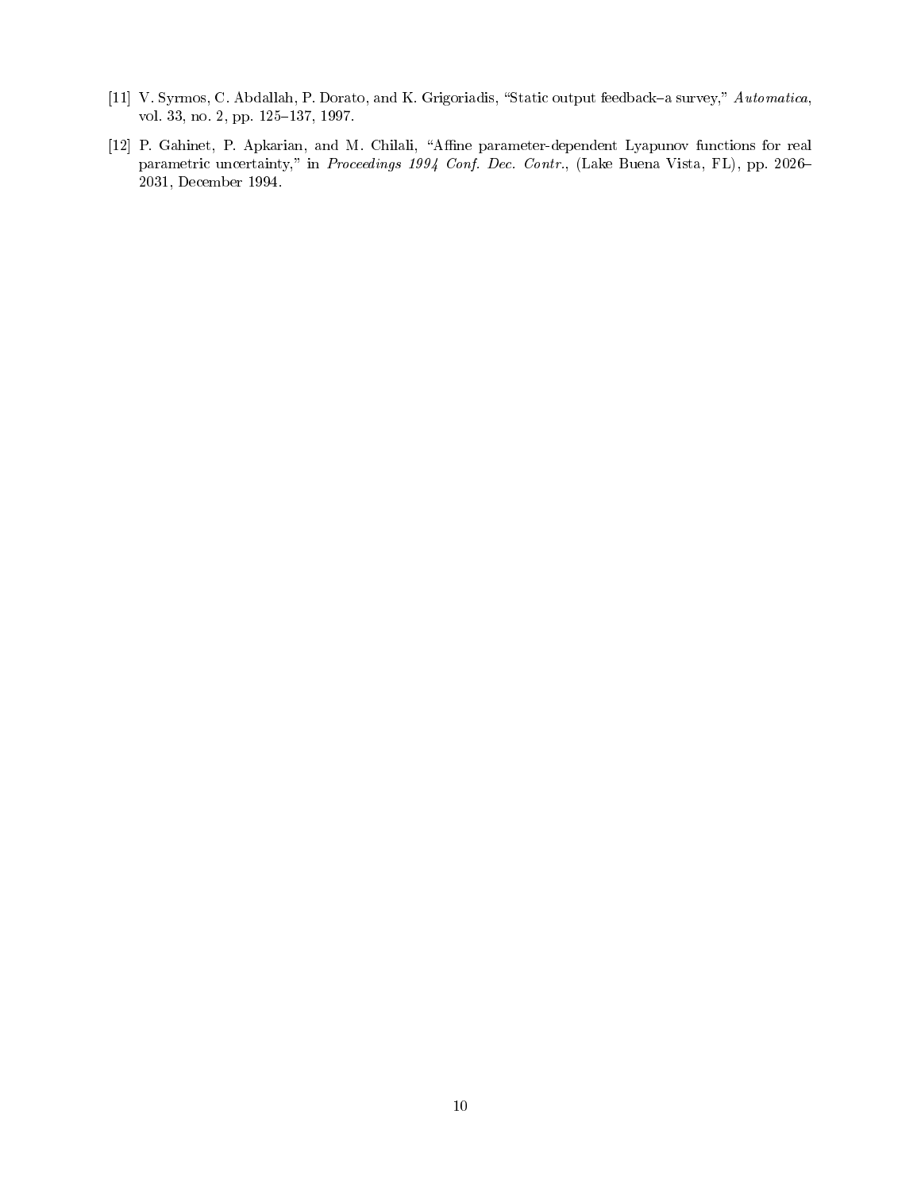[11] V. Syrmos, C. Abdallah, P. Dorato, and K. Grigoriadis, "Static output feedback–a survey," *Automatica*, vol. 33, no. 2, pp. 125–137, 1997.

[12] P. Gahinet, P. Apkarian, and M. Chilali, "Affine parameter-dependent Lyapunov functions for real parametric uncertainty," in *Proceedings 1994 Conf. Dec. Contr.*, (Lake Buena Vista, FL), pp. 2026–2031, December 1994.